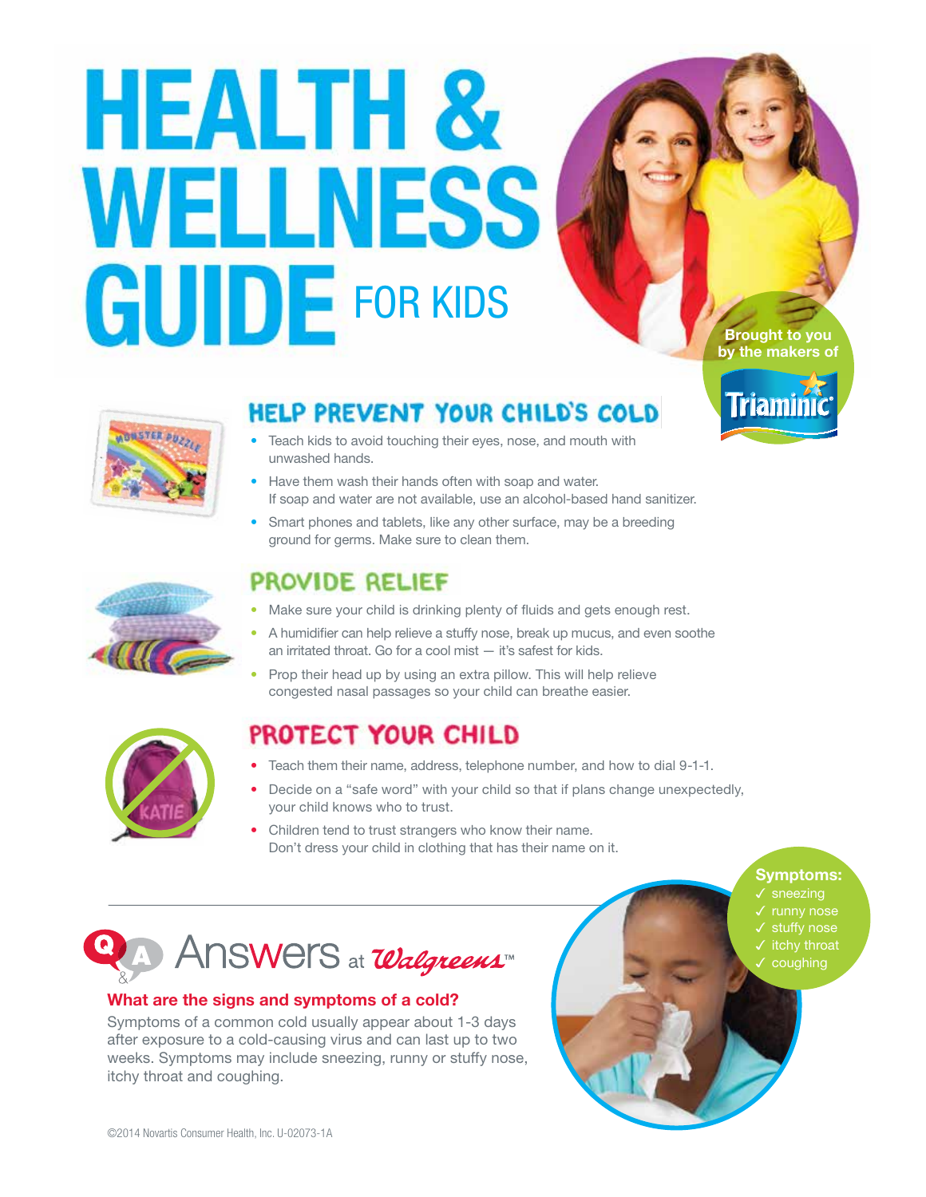# HEALTH & WELLNESS GUIDE FOR KIDS

Brought to you by the makers of Triaminic

## HELP PREVENT YOUR CHILD'S COLD

- Teach kids to avoid touching their eyes, nose, and mouth with unwashed hands.
- Have them wash their hands often with soap and water. If soap and water are not available, use an alcohol-based hand sanitizer.
- Smart phones and tablets, like any other surface, may be a breeding ground for germs. Make sure to clean them.

## PROVIDE RELIEF

- Make sure your child is drinking plenty of fluids and gets enough rest.
- A humidifier can help relieve a stuffy nose, break up mucus, and even soothe an irritated throat. Go for a cool mist — it's safest for kids.
- Prop their head up by using an extra pillow. This will help relieve congested nasal passages so your child can breathe easier.

## PROTECT YOUR CHILD

- Teach them their name, address, telephone number, and how to dial 9-1-1.
- Decide on a "safe word" with your child so that if plans change unexpectedly, your child knows who to trust.
- Children tend to trust strangers who know their name. Don't dress your child in clothing that has their name on it.

## Q&A Answers at Walgreens™

**What are the signs and symptoms of a cold?**

Symptoms of a common cold usually appear about 1-3 days after exposure to a cold-causing virus and can last up to two weeks. Symptoms may include sneezing, runny or stuffy nose, itchy throat and coughing.

**Symptoms:**
- ✓ sneezing
- ✓ runny nose
- ✓ stuffy nose
- ✓ itchy throat
- ✓ coughing

©2014 Novartis Consumer Health, Inc. U-02073-1A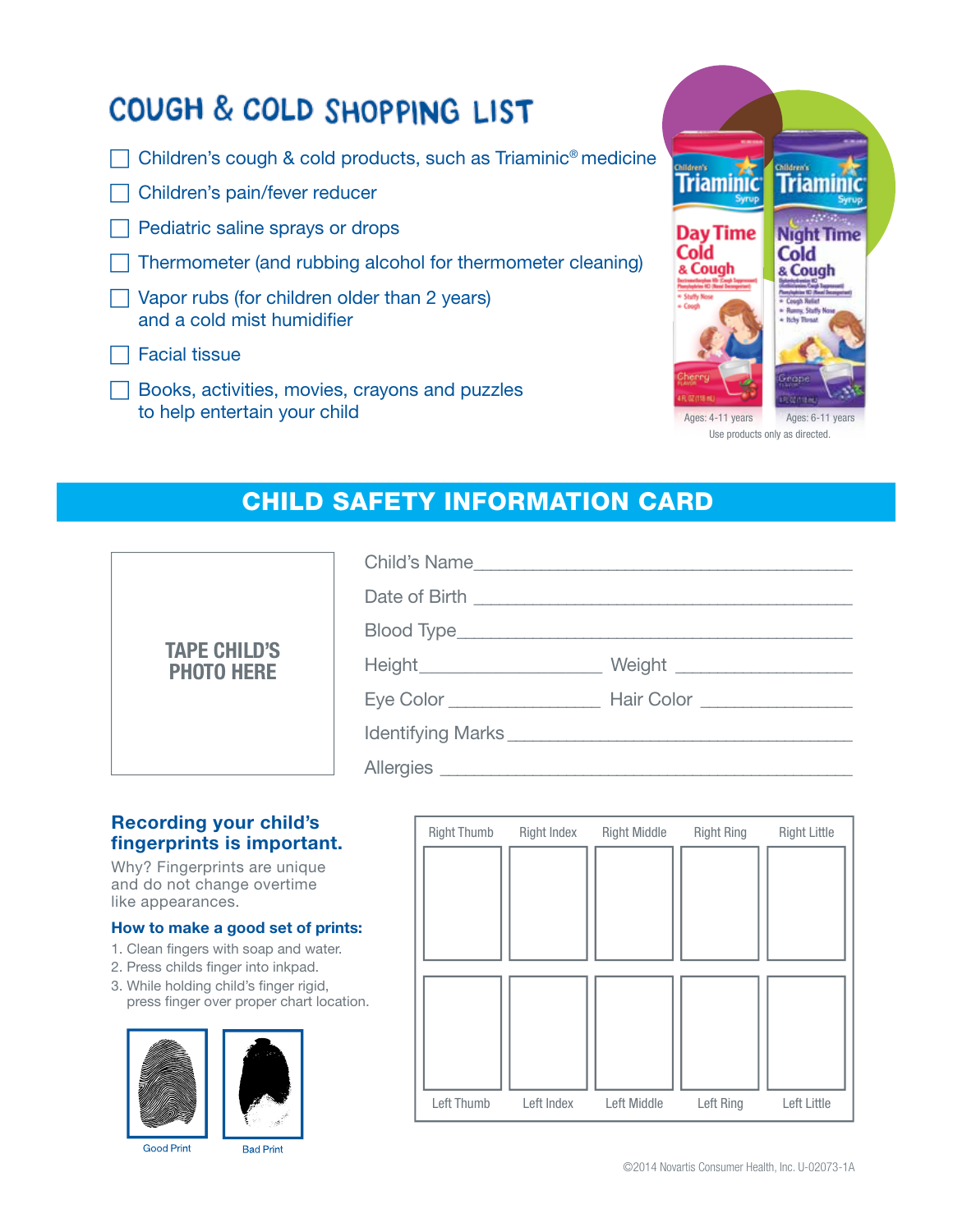# COUGH & COLD SHOPPING LIST

- [ ] Children's cough & cold products, such as Triaminic® medicine
- [ ] Children's pain/fever reducer
- [ ] Pediatric saline sprays or drops
- [ ] Thermometer (and rubbing alcohol for thermometer cleaning)
- [ ] Vapor rubs (for children older than 2 years) and a cold mist humidifier
- [ ] Facial tissue
- [ ] Books, activities, movies, crayons and puzzles to help entertain your child

Ages: 4-11 years Ages: 6-11 years

Use products only as directed.

## CHILD SAFETY INFORMATION CARD

TAPE CHILD'S PHOTO HERE

Child's Name\_\_\_\_\_\_\_\_\_\_\_\_\_\_\_\_\_\_\_\_\_\_\_\_\_\_\_\_\_\_\_\_\_\_\_\_

Date of Birth \_\_\_\_\_\_\_\_\_\_\_\_\_\_\_\_\_\_\_\_\_\_\_\_\_\_\_\_\_\_\_\_\_\_\_\_

Blood Type\_\_\_\_\_\_\_\_\_\_\_\_\_\_\_\_\_\_\_\_\_\_\_\_\_\_\_\_\_\_\_\_\_\_\_\_\_

Height\_\_\_\_\_\_\_\_\_\_\_\_\_\_\_\_ Weight \_\_\_\_\_\_\_\_\_\_\_\_\_\_\_\_

Eye Color \_\_\_\_\_\_\_\_\_\_\_\_\_\_ Hair Color \_\_\_\_\_\_\_\_\_\_\_\_\_\_

Identifying Marks\_\_\_\_\_\_\_\_\_\_\_\_\_\_\_\_\_\_\_\_\_\_\_\_\_\_\_\_\_\_\_\_\_

Allergies \_\_\_\_\_\_\_\_\_\_\_\_\_\_\_\_\_\_\_\_\_\_\_\_\_\_\_\_\_\_\_\_\_\_\_\_\_\_

### Recording your child's fingerprints is important.

Why? Fingerprints are unique and do not change overtime like appearances.

**How to make a good set of prints:**

1. Clean fingers with soap and water.
2. Press childs finger into inkpad.
3. While holding child's finger rigid, press finger over proper chart location.

Good Print

Bad Print

| Right Thumb | Right Index | Right Middle | Right Ring | Right Little |
|---|---|---|---|---|
| | | | | |
| | | | | |
| Left Thumb | Left Index | Left Middle | Left Ring | Left Little |

©2014 Novartis Consumer Health, Inc. U-02073-1A